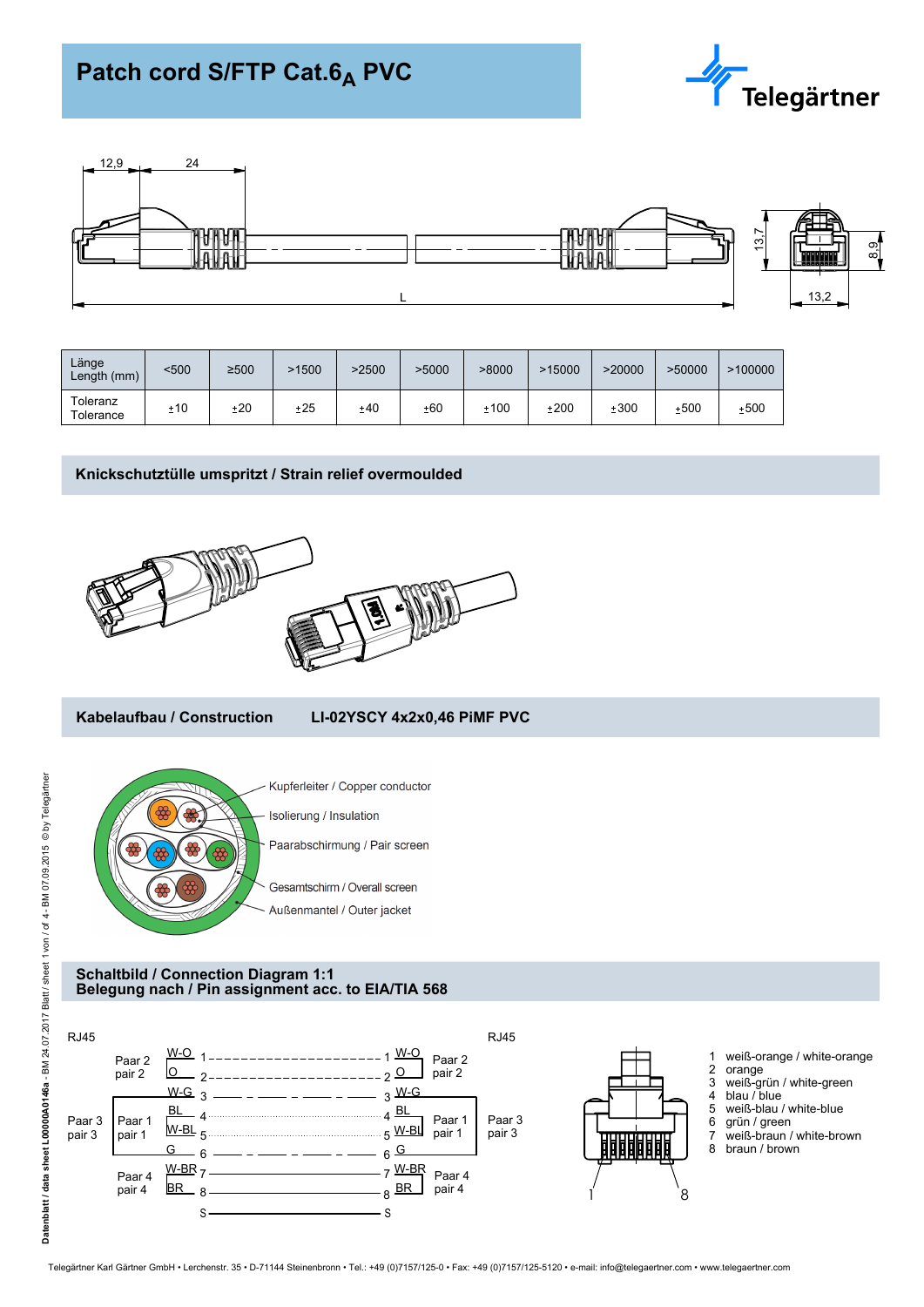# Patch cord S/FTP Cat.$6_A$ PVC

Telegärtner

| Länge Length (mm) | <500 | ≥500 | >1500 | >2500 | >5000 | >8000 | >15000 | >20000 | >50000 | >100000 |
|---|---|---|---|---|---|---|---|---|---|---|
| Toleranz Tolerance | ±10 | ±20 | ±25 | ±40 | ±60 | ±100 | ±200 | ±300 | ±500 | ±500 |

## Knickschutztülle umspritzt / Strain relief overmoulded

## Kabelaufbau / Construction LI-02YSCY 4x2x0,46 PiMF PVC

- Kupferleiter / Copper conductor
- Isolierung / Insulation
- Paarabschirmung / Pair screen
- Gesamtschirm / Overall screen
- Außenmantel / Outer jacket

## Schaltbild / Connection Diagram 1:1
## Belegung nach / Pin assignment acc. to EIA/TIA 568

| RJ45 | | Pin | | Pin | | RJ45 |
|---|---|---|---|---|---|---|
| Paar 2 / pair 2 | W-O | 1 | — | 1 | W-O | Paar 2 / pair 2 |
| | O | 2 | — | 2 | O | |
| Paar 3 / pair 3 | W-G | 3 | — | 3 | W-G | Paar 3 / pair 3 |
| Paar 1 / pair 1 | BL | 4 | — | 4 | BL | Paar 1 / pair 1 |
| | W-BL | 5 | — | 5 | W-BL | |
| Paar 3 / pair 3 | G | 6 | — | 6 | G | Paar 3 / pair 3 |
| Paar 4 / pair 4 | W-BR | 7 | — | 7 | W-BR | Paar 4 / pair 4 |
| | BR | 8 | — | 8 | BR | |
| | | S | — | S | | |

1. weiß-orange / white-orange
2. orange
3. weiß-grün / white-green
4. blau / blue
5. weiß-blau / white-blue
6. grün / green
7. weiß-braun / white-brown
8. braun / brown

Datenblatt / data sheet L00000A0146a - BM 24.07.2017 Blatt / sheet 1 von / of 4 - BM 07.09.2015 © by Telegärtner

Telegärtner Karl Gärtner GmbH • Lerchenstr. 35 • D-71144 Steinenbronn • Tel.: +49 (0)7157/125-0 • Fax: +49 (0)7157/125-5120 • e-mail: info@telegaertner.com • www.telegaertner.com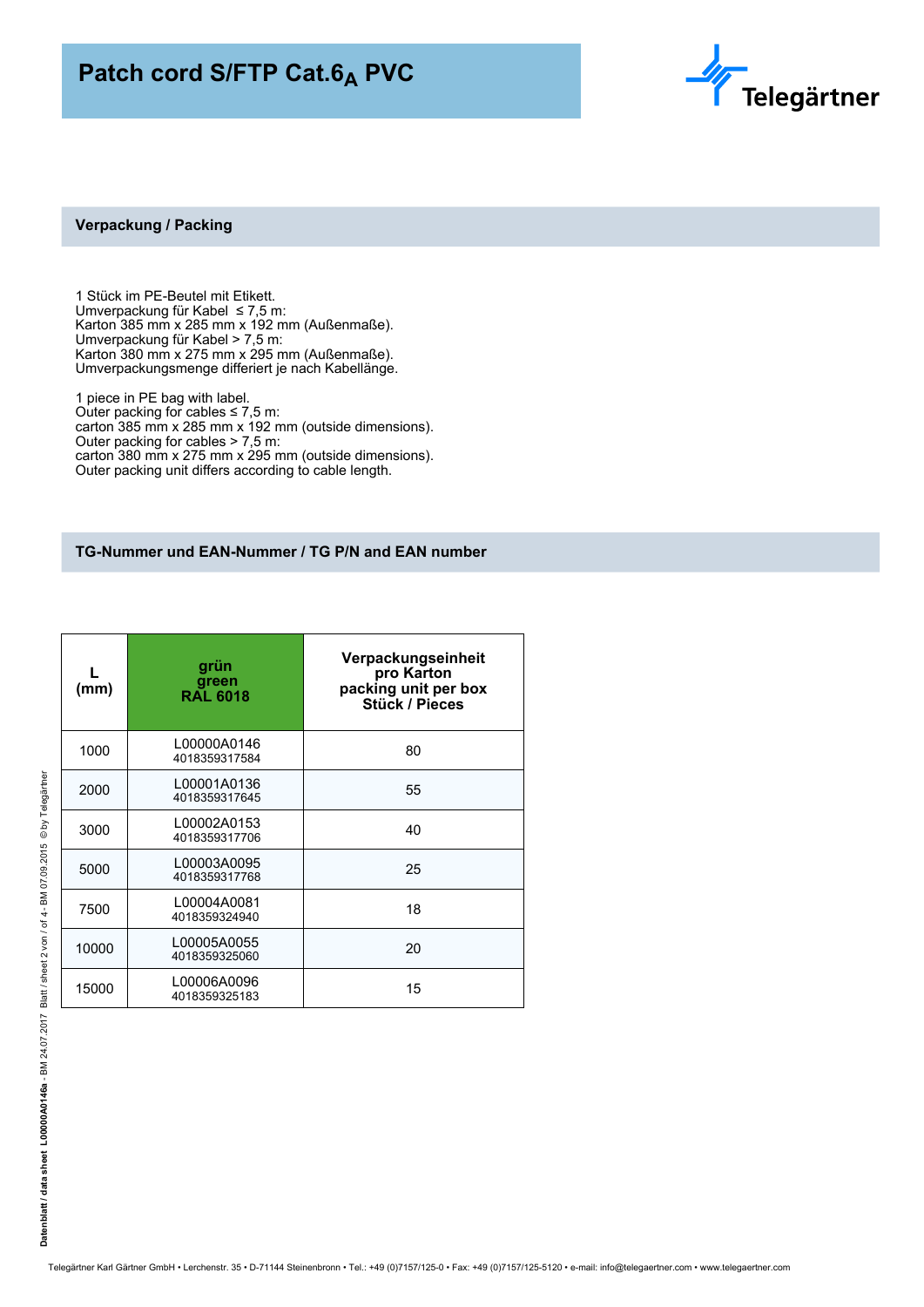# Patch cord S/FTP Cat.$6_A$ PVC

## Verpackung / Packing

1 Stück im PE-Beutel mit Etikett.
Umverpackung für Kabel ≤ 7,5 m:
Karton 385 mm x 285 mm x 192 mm (Außenmaße).
Umverpackung für Kabel > 7,5 m:
Karton 380 mm x 275 mm x 295 mm (Außenmaße).
Umverpackungsmenge differiert je nach Kabellänge.

1 piece in PE bag with label.
Outer packing for cables ≤ 7,5 m:
carton 385 mm x 285 mm x 192 mm (outside dimensions).
Outer packing for cables > 7,5 m:
carton 380 mm x 275 mm x 295 mm (outside dimensions).
Outer packing unit differs according to cable length.

## TG-Nummer und EAN-Nummer / TG P/N and EAN number

| L (mm) | grün green RAL 6018 | Verpackungseinheit pro Karton packing unit per box Stück / Pieces |
|---|---|---|
| 1000 | L00000A0146 4018359317584 | 80 |
| 2000 | L00001A0136 4018359317645 | 55 |
| 3000 | L00002A0153 4018359317706 | 40 |
| 5000 | L00003A0095 4018359317768 | 25 |
| 7500 | L00004A0081 4018359324940 | 18 |
| 10000 | L00005A0055 4018359325060 | 20 |
| 15000 | L00006A0096 4018359325183 | 15 |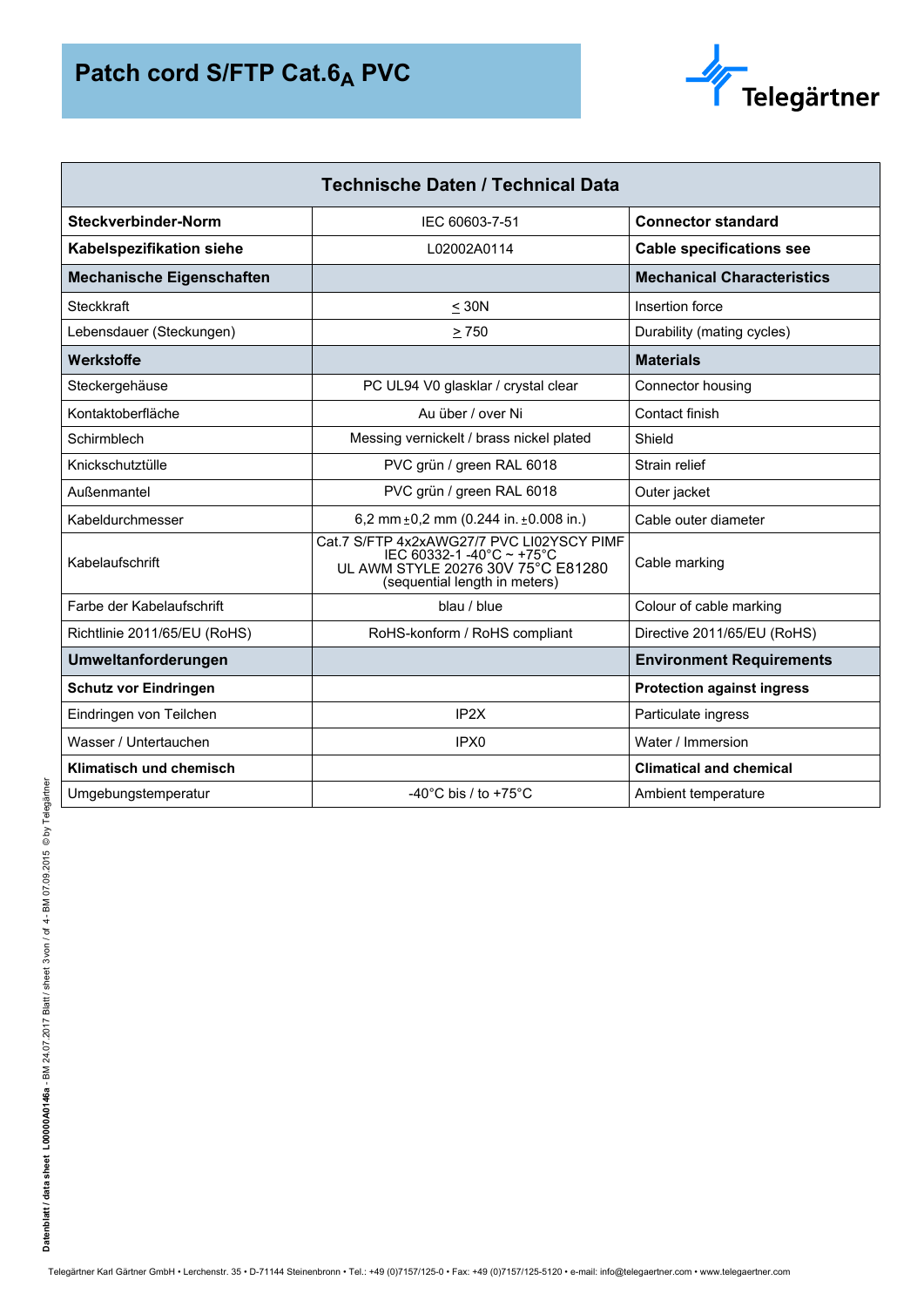# Patch cord S/FTP Cat.6$_A$ PVC

| Technische Daten / Technical Data | | |
|---|---|---|
| **Steckverbinder-Norm** | IEC 60603-7-51 | **Connector standard** |
| **Kabelspezifikation siehe** | L02002A0114 | **Cable specifications see** |
| **Mechanische Eigenschaften** | | **Mechanical Characteristics** |
| Steckkraft | ≤ 30N | Insertion force |
| Lebensdauer (Steckungen) | ≥ 750 | Durability (mating cycles) |
| **Werkstoffe** | | **Materials** |
| Steckergehäuse | PC UL94 V0 glasklar / crystal clear | Connector housing |
| Kontaktoberfläche | Au über / over Ni | Contact finish |
| Schirmblech | Messing vernickelt / brass nickel plated | Shield |
| Knickschutztülle | PVC grün / green RAL 6018 | Strain relief |
| Außenmantel | PVC grün / green RAL 6018 | Outer jacket |
| Kabeldurchmesser | 6,2 mm ±0,2 mm (0.244 in. ±0.008 in.) | Cable outer diameter |
| Kabelaufschrift | Cat.7 S/FTP 4x2xAWG27/7 PVC LI02YSCY PIMF IEC 60332-1 -40°C ~ +75°C UL AWM STYLE 20276 30V 75°C E81280 (sequential length in meters) | Cable marking |
| Farbe der Kabelaufschrift | blau / blue | Colour of cable marking |
| Richtlinie 2011/65/EU (RoHS) | RoHS-konform / RoHS compliant | Directive 2011/65/EU (RoHS) |
| **Umweltanforderungen** | | **Environment Requirements** |
| **Schutz vor Eindringen** | | **Protection against ingress** |
| Eindringen von Teilchen | IP2X | Particulate ingress |
| Wasser / Untertauchen | IPX0 | Water / Immersion |
| **Klimatisch und chemisch** | | **Climatical and chemical** |
| Umgebungstemperatur | -40°C bis / to +75°C | Ambient temperature |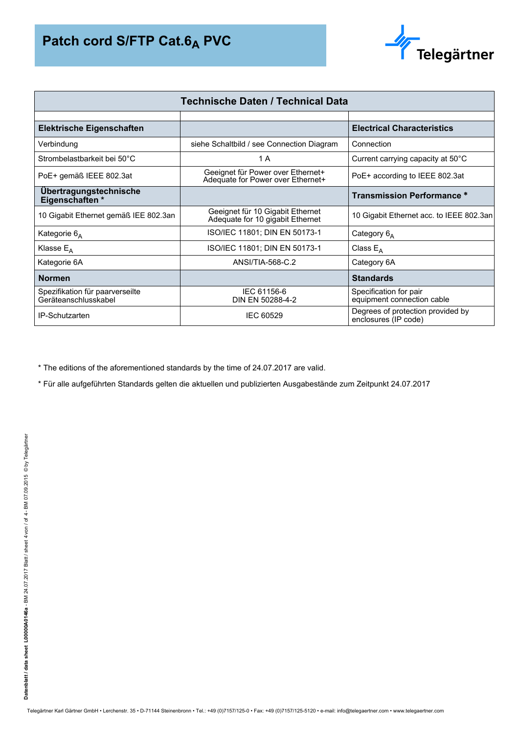# Patch cord S/FTP Cat.$6_A$ PVC

Telegärtner

| Technische Daten / Technical Data | | |
|---|---|---|
| | | |
| **Elektrische Eigenschaften** | | **Electrical Characteristics** |
| Verbindung | siehe Schaltbild / see Connection Diagram | Connection |
| Strombelastbarkeit bei 50°C | 1 A | Current carrying capacity at 50°C |
| PoE+ gemäß IEEE 802.3at | Geeignet für Power over Ethernet+<br>Adequate for Power over Ethernet+ | PoE+ according to IEEE 802.3at |
| **Übertragungstechnische Eigenschaften *** | | **Transmission Performance *** |
| 10 Gigabit Ethernet gemäß IEE 802.3an | Geeignet für 10 Gigabit Ethernet<br>Adequate for 10 gigabit Ethernet | 10 Gigabit Ethernet acc. to IEEE 802.3an |
| Kategorie $6_A$ | ISO/IEC 11801; DIN EN 50173-1 | Category $6_A$ |
| Klasse $E_A$ | ISO/IEC 11801; DIN EN 50173-1 | Class $E_A$ |
| Kategorie 6A | ANSI/TIA-568-C.2 | Category 6A |
| **Normen** | | **Standards** |
| Spezifikation für paarverseilte Geräteanschlusskabel | IEC 61156-6<br>DIN EN 50288-4-2 | Specification for pair equipment connection cable |
| IP-Schutzarten | IEC 60529 | Degrees of protection provided by enclosures (IP code) |

* The editions of the aforementioned standards by the time of 24.07.2017 are valid.

* Für alle aufgeführten Standards gelten die aktuellen und publizierten Ausgabestände zum Zeitpunkt 24.07.2017

Datenblatt / data sheet L00000A0146a - BM 24.07.2017 Blatt / sheet 4 von / of 4 - BM 07.09.2015 © by Telegärtner

Telegärtner Karl Gärtner GmbH • Lerchenstr. 35 • D-71144 Steinenbronn • Tel.: +49 (0)7157/125-0 • Fax: +49 (0)7157/125-5120 • e-mail: info@telegaertner.com • www.telegaertner.com